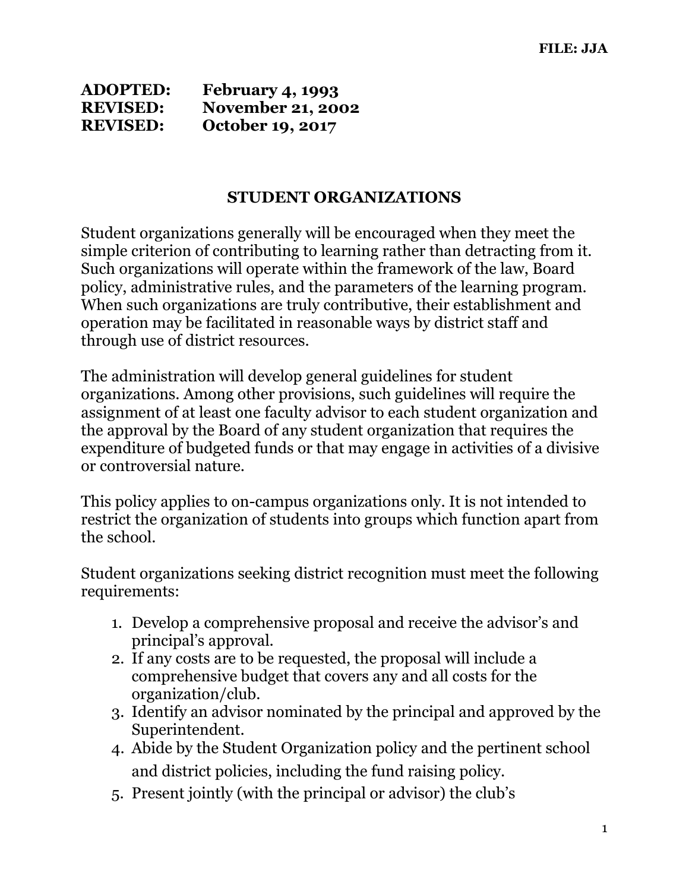FILE: JJA

**ADOPTED: February 4, 1993**
**REVISED: November 21, 2002**
**REVISED: October 19, 2017**

# STUDENT ORGANIZATIONS

Student organizations generally will be encouraged when they meet the simple criterion of contributing to learning rather than detracting from it. Such organizations will operate within the framework of the law, Board policy, administrative rules, and the parameters of the learning program. When such organizations are truly contributive, their establishment and operation may be facilitated in reasonable ways by district staff and through use of district resources.

The administration will develop general guidelines for student organizations. Among other provisions, such guidelines will require the assignment of at least one faculty advisor to each student organization and the approval by the Board of any student organization that requires the expenditure of budgeted funds or that may engage in activities of a divisive or controversial nature.

This policy applies to on-campus organizations only. It is not intended to restrict the organization of students into groups which function apart from the school.

Student organizations seeking district recognition must meet the following requirements:

1. Develop a comprehensive proposal and receive the advisor's and principal's approval.
2. If any costs are to be requested, the proposal will include a comprehensive budget that covers any and all costs for the organization/club.
3. Identify an advisor nominated by the principal and approved by the Superintendent.
4. Abide by the Student Organization policy and the pertinent school and district policies, including the fund raising policy.
5. Present jointly (with the principal or advisor) the club's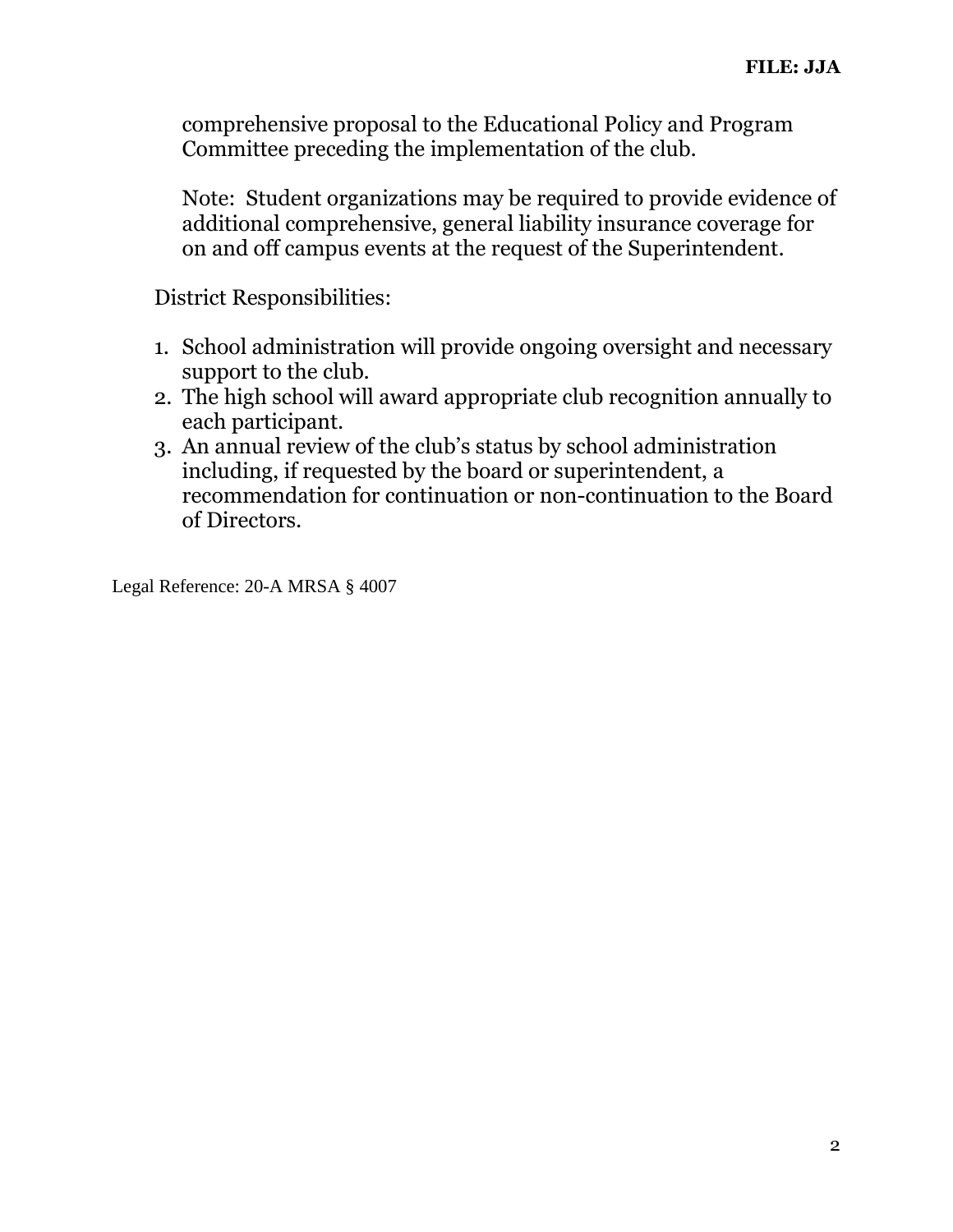comprehensive proposal to the Educational Policy and Program Committee preceding the implementation of the club.

Note: Student organizations may be required to provide evidence of additional comprehensive, general liability insurance coverage for on and off campus events at the request of the Superintendent.

District Responsibilities:

1. School administration will provide ongoing oversight and necessary support to the club.
2. The high school will award appropriate club recognition annually to each participant.
3. An annual review of the club's status by school administration including, if requested by the board or superintendent, a recommendation for continuation or non-continuation to the Board of Directors.

Legal Reference: 20-A MRSA § 4007